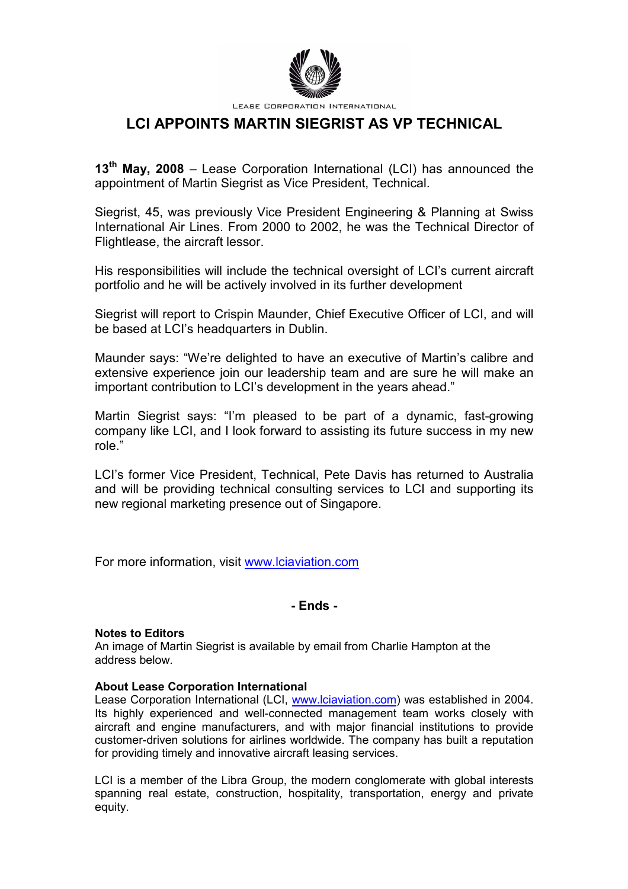LEASE CORPORATION INTERNATIONAL

# LCI APPOINTS MARTIN SIEGRIST AS VP TECHNICAL

**13th May, 2008** – Lease Corporation International (LCI) has announced the appointment of Martin Siegrist as Vice President, Technical.

Siegrist, 45, was previously Vice President Engineering & Planning at Swiss International Air Lines. From 2000 to 2002, he was the Technical Director of Flightlease, the aircraft lessor.

His responsibilities will include the technical oversight of LCI's current aircraft portfolio and he will be actively involved in its further development

Siegrist will report to Crispin Maunder, Chief Executive Officer of LCI, and will be based at LCI's headquarters in Dublin.

Maunder says: "We're delighted to have an executive of Martin's calibre and extensive experience join our leadership team and are sure he will make an important contribution to LCI's development in the years ahead."

Martin Siegrist says: "I'm pleased to be part of a dynamic, fast-growing company like LCI, and I look forward to assisting its future success in my new role."

LCI's former Vice President, Technical, Pete Davis has returned to Australia and will be providing technical consulting services to LCI and supporting its new regional marketing presence out of Singapore.

For more information, visit www.lciaviation.com

**- Ends -**

**Notes to Editors**

An image of Martin Siegrist is available by email from Charlie Hampton at the address below.

**About Lease Corporation International**

Lease Corporation International (LCI, www.lciaviation.com) was established in 2004. Its highly experienced and well-connected management team works closely with aircraft and engine manufacturers, and with major financial institutions to provide customer-driven solutions for airlines worldwide. The company has built a reputation for providing timely and innovative aircraft leasing services.

LCI is a member of the Libra Group, the modern conglomerate with global interests spanning real estate, construction, hospitality, transportation, energy and private equity.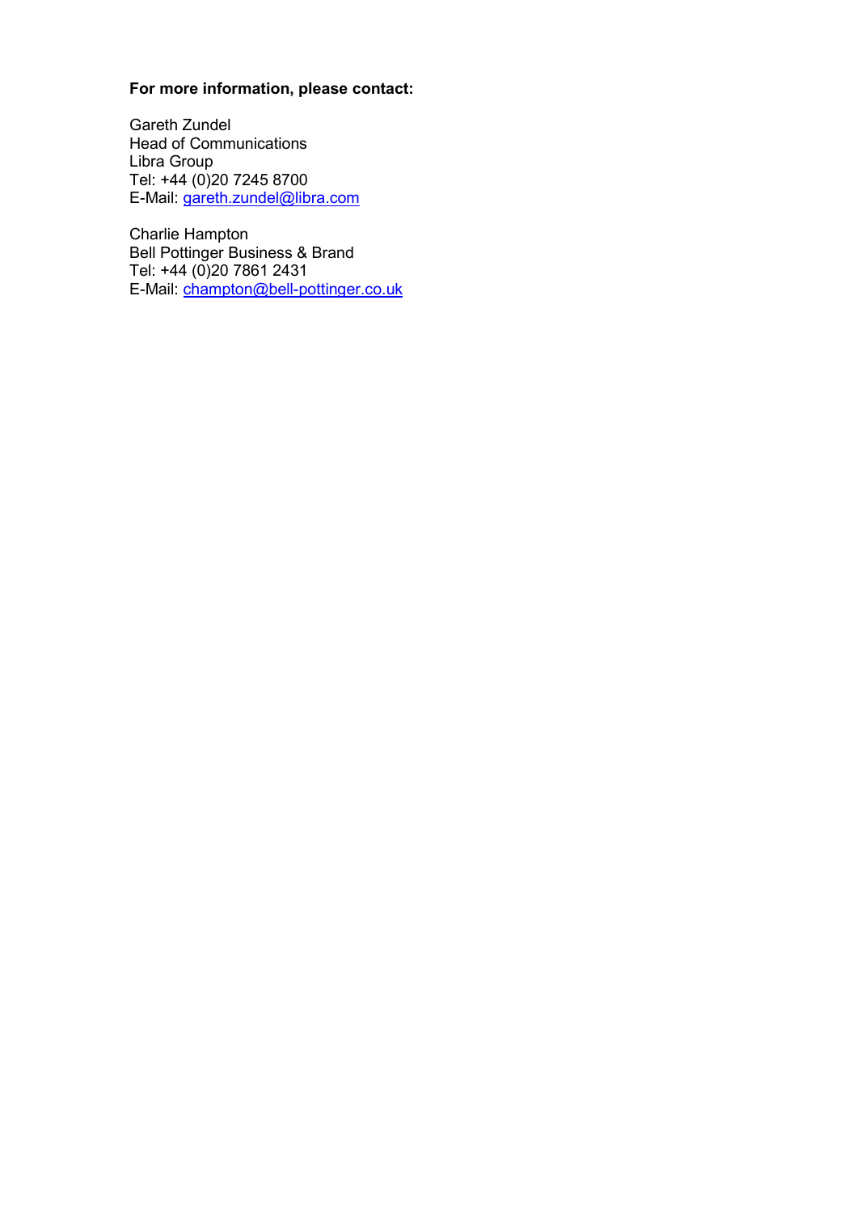**For more information, please contact:**

Gareth Zundel
Head of Communications
Libra Group
Tel: +44 (0)20 7245 8700
E-Mail: gareth.zundel@libra.com

Charlie Hampton
Bell Pottinger Business & Brand
Tel: +44 (0)20 7861 2431
E-Mail: champton@bell-pottinger.co.uk